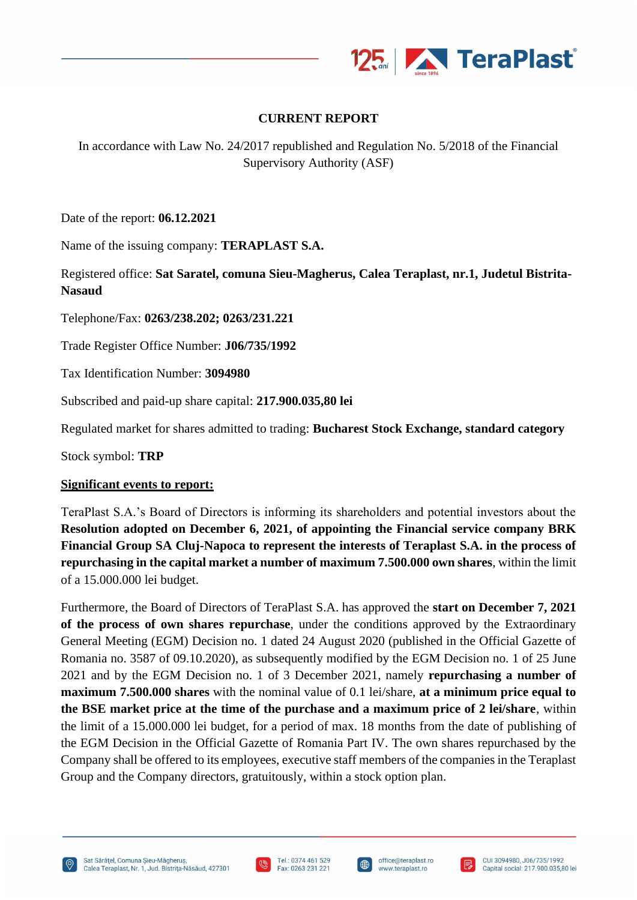# CURRENT REPORT

In accordance with Law No. 24/2017 republished and Regulation No. 5/2018 of the Financial Supervisory Authority (ASF)

Date of the report: **06.12.2021**

Name of the issuing company: **TERAPLAST S.A.**

Registered office: **Sat Saratel, comuna Sieu-Magherus, Calea Teraplast, nr.1, Judetul Bistrita-Nasaud**

Telephone/Fax: **0263/238.202; 0263/231.221**

Trade Register Office Number: **J06/735/1992**

Tax Identification Number: **3094980**

Subscribed and paid-up share capital: **217.900.035,80 lei**

Regulated market for shares admitted to trading: **Bucharest Stock Exchange, standard category**

Stock symbol: **TRP**

**Significant events to report:**

TeraPlast S.A.'s Board of Directors is informing its shareholders and potential investors about the **Resolution adopted on December 6, 2021, of appointing the Financial service company BRK Financial Group SA Cluj-Napoca to represent the interests of Teraplast S.A. in the process of repurchasing in the capital market a number of maximum 7.500.000 own shares**, within the limit of a 15.000.000 lei budget.

Furthermore, the Board of Directors of TeraPlast S.A. has approved the **start on December 7, 2021 of the process of own shares repurchase**, under the conditions approved by the Extraordinary General Meeting (EGM) Decision no. 1 dated 24 August 2020 (published in the Official Gazette of Romania no. 3587 of 09.10.2020), as subsequently modified by the EGM Decision no. 1 of 25 June 2021 and by the EGM Decision no. 1 of 3 December 2021, namely **repurchasing a number of maximum 7.500.000 shares** with the nominal value of 0.1 lei/share, **at a minimum price equal to the BSE market price at the time of the purchase and a maximum price of 2 lei/share**, within the limit of a 15.000.000 lei budget, for a period of max. 18 months from the date of publishing of the EGM Decision in the Official Gazette of Romania Part IV. The own shares repurchased by the Company shall be offered to its employees, executive staff members of the companies in the Teraplast Group and the Company directors, gratuitously, within a stock option plan.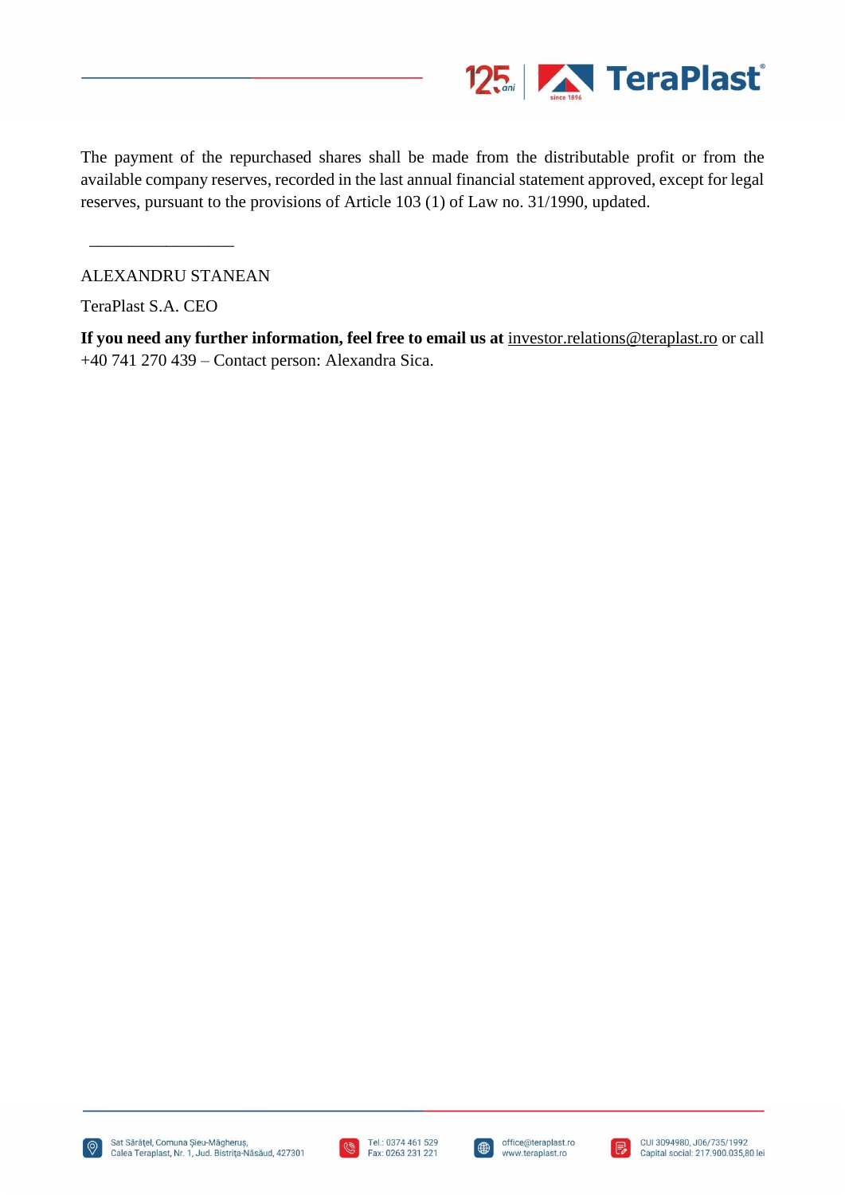The payment of the repurchased shares shall be made from the distributable profit or from the available company reserves, recorded in the last annual financial statement approved, except for legal reserves, pursuant to the provisions of Article 103 (1) of Law no. 31/1990, updated.

\_\_\_\_\_\_\_\_\_\_\_\_\_\_\_\_\_\_

ALEXANDRU STANEAN

TeraPlast S.A. CEO

**If you need any further information, feel free to email us at** investor.relations@teraplast.ro or call +40 741 270 439 – Contact person: Alexandra Sica.